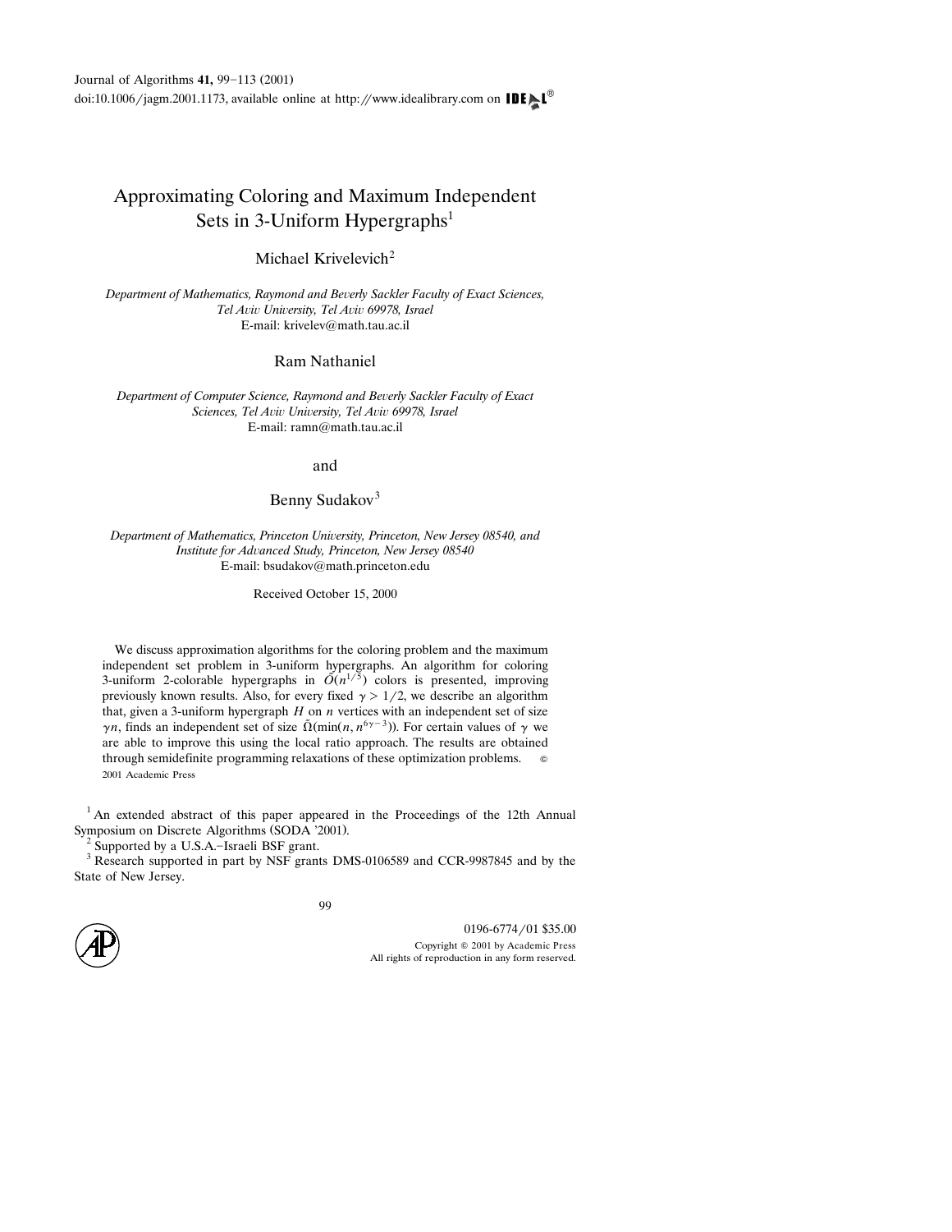# Approximating Coloring and Maximum Independent Sets in 3-Uniform Hypergraphs[1]

Michael Krivelevich[2]

*Department of Mathematics, Raymond and Beverly Sackler Faculty of Exact Sciences, Tel Aviv University, Tel Aviv 69978, Israel*
E-mail: krivelev@math.tau.ac.il

Ram Nathaniel

*Department of Computer Science, Raymond and Beverly Sackler Faculty of Exact Sciences, Tel Aviv University, Tel Aviv 69978, Israel*
E-mail: ramn@math.tau.ac.il

and

Benny Sudakov[3]

*Department of Mathematics, Princeton University, Princeton, New Jersey 08540, and Institute for Advanced Study, Princeton, New Jersey 08540*
E-mail: bsudakov@math.princeton.edu

Received October 15, 2000

We discuss approximation algorithms for the coloring problem and the maximum independent set problem in 3-uniform hypergraphs. An algorithm for coloring 3-uniform 2-colorable hypergraphs in $\tilde{O}(n^{1/5})$ colors is presented, improving previously known results. Also, for every fixed $\gamma > 1/2$, we describe an algorithm that, given a 3-uniform hypergraph $H$ on $n$ vertices with an independent set of size $\gamma n$, finds an independent set of size $\tilde{\Omega}(\min(n, n^{6\gamma-3}))$. For certain values of $\gamma$ we are able to improve this using the local ratio approach. The results are obtained through semidefinite programming relaxations of these optimization problems. © 2001 Academic Press

[1] An extended abstract of this paper appeared in the Proceedings of the 12th Annual Symposium on Discrete Algorithms (SODA '2001).

[2] Supported by a U.S.–Israeli BSF grant.

[3] Research supported in part by NSF grants DMS-0106589 and CCR-9987845 and by the State of New Jersey.

0196-6774/01 $35.00
Copyright © 2001 by Academic Press
All rights of reproduction in any form reserved.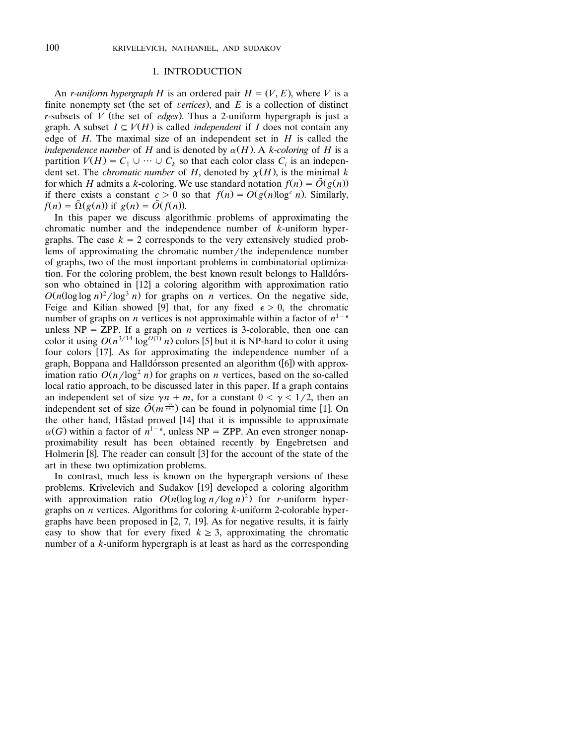## 1. INTRODUCTION

An *r-uniform hypergraph* $H$ is an ordered pair $H = (V, E)$, where $V$ is a finite nonempty set (the set of *vertices*), and $E$ is a collection of distinct $r$-subsets of $V$ (the set of *edges*). Thus a 2-uniform hypergraph is just a graph. A subset $I \subseteq V(H)$ is called *independent* if $I$ does not contain any edge of $H$. The maximal size of an independent set in $H$ is called the *independence number* of $H$ and is denoted by $\alpha(H)$. A *k-coloring* of $H$ is a partition $V(H) = C_1 \cup \cdots \cup C_k$ so that each color class $C_i$ is an independent set. The *chromatic number* of $H$, denoted by $\chi(H)$, is the minimal $k$ for which $H$ admits a $k$-coloring. We use standard notation $f(n) = \tilde{O}(g(n))$ if there exists a constant $c > 0$ so that $f(n) = O(g(n)\log^c n)$. Similarly, $f(n) = \tilde{\Omega}(g(n))$ if $g(n) = \tilde{O}(f(n))$.

In this paper we discuss algorithmic problems of approximating the chromatic number and the independence number of $k$-uniform hypergraphs. The case $k = 2$ corresponds to the very extensively studied problems of approximating the chromatic number/the independence number of graphs, two of the most important problems in combinatorial optimization. For the coloring problem, the best known result belongs to Halldórsson who obtained in [12] a coloring algorithm with approximation ratio $O(n(\log\log n)^2/\log^3 n)$ for graphs on $n$ vertices. On the negative side, Feige and Kilian showed [9] that, for any fixed $\epsilon > 0$, the chromatic number of graphs on $n$ vertices is not approximable within a factor of $n^{1-\epsilon}$ unless NP = ZPP. If a graph on $n$ vertices is 3-colorable, then one can color it using $O(n^{3/14}\log^{O(1)} n)$ colors [5] but it is NP-hard to color it using four colors [17]. As for approximating the independence number of a graph, Boppana and Halldórsson presented an algorithm ([6]) with approximation ratio $O(n/\log^2 n)$ for graphs on $n$ vertices, based on the so-called local ratio approach, to be discussed later in this paper. If a graph contains an independent set of size $\gamma n + m$, for a constant $0 < \gamma < 1/2$, then an independent set of size $\tilde{O}(m^{\frac{3\gamma}{\gamma+1}})$ can be found in polynomial time [1]. On the other hand, Håstad proved [14] that it is impossible to approximate $\alpha(G)$ within a factor of $n^{1-\epsilon}$, unless NP = ZPP. An even stronger nonapproximability result has been obtained recently by Engebretsen and Holmerin [8]. The reader can consult [3] for the account of the state of the art in these two optimization problems.

In contrast, much less is known on the hypergraph versions of these problems. Krivelevich and Sudakov [19] developed a coloring algorithm with approximation ratio $O(n(\log\log n/\log n)^2)$ for $r$-uniform hypergraphs on $n$ vertices. Algorithms for coloring $k$-uniform 2-colorable hypergraphs have been proposed in [2, 7, 19]. As for negative results, it is fairly easy to show that for every fixed $k \geq 3$, approximating the chromatic number of a $k$-uniform hypergraph is at least as hard as the corresponding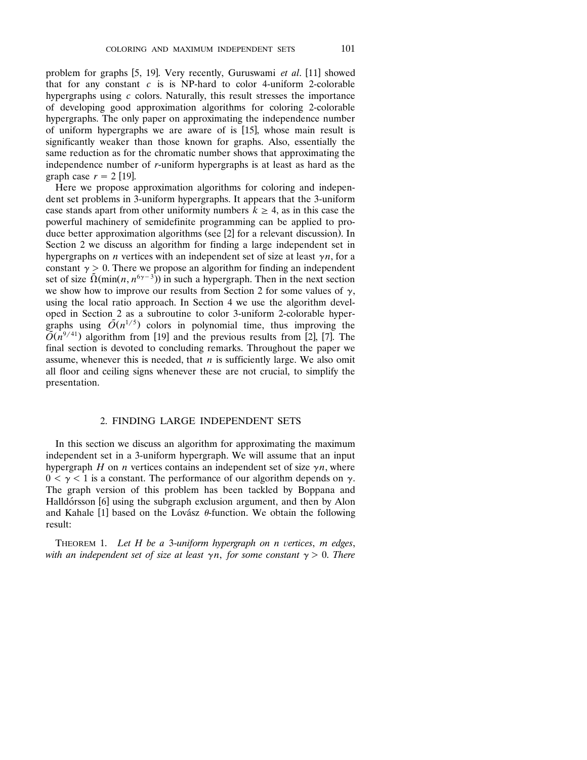problem for graphs [5, 19]. Very recently, Guruswami *et al*. [11] showed that for any constant $c$ is is NP-hard to color 4-uniform 2-colorable hypergraphs using $c$ colors. Naturally, this result stresses the importance of developing good approximation algorithms for coloring 2-colorable hypergraphs. The only paper on approximating the independence number of uniform hypergraphs we are aware of is [15], whose main result is significantly weaker than those known for graphs. Also, essentially the same reduction as for the chromatic number shows that approximating the independence number of $r$-uniform hypergraphs is at least as hard as the graph case $r = 2$ [19].

Here we propose approximation algorithms for coloring and independent set problems in 3-uniform hypergraphs. It appears that the 3-uniform case stands apart from other uniformity numbers $k \geq 4$, as in this case the powerful machinery of semidefinite programming can be applied to produce better approximation algorithms (see [2] for a relevant discussion). In Section 2 we discuss an algorithm for finding a large independent set in hypergraphs on $n$ vertices with an independent set of size at least $\gamma n$, for a constant $\gamma > 0$. There we propose an algorithm for finding an independent set of size $\tilde{\Omega}(\min(n, n^{6\gamma - 3}))$ in such a hypergraph. Then in the next section we show how to improve our results from Section 2 for some values of $\gamma$, using the local ratio approach. In Section 4 we use the algorithm developed in Section 2 as a subroutine to color 3-uniform 2-colorable hypergraphs using $\tilde{O}(n^{1/5})$ colors in polynomial time, thus improving the $\tilde{O}(n^{9/41})$ algorithm from [19] and the previous results from [2], [7]. The final section is devoted to concluding remarks. Throughout the paper we assume, whenever this is needed, that $n$ is sufficiently large. We also omit all floor and ceiling signs whenever these are not crucial, to simplify the presentation.

## 2. FINDING LARGE INDEPENDENT SETS

In this section we discuss an algorithm for approximating the maximum independent set in a 3-uniform hypergraph. We will assume that an input hypergraph $H$ on $n$ vertices contains an independent set of size $\gamma n$, where $0 < \gamma < 1$ is a constant. The performance of our algorithm depends on $\gamma$. The graph version of this problem has been tackled by Boppana and Halldórsson [6] using the subgraph exclusion argument, and then by Alon and Kahale [1] based on the Lovász $\theta$-function. We obtain the following result:

THEOREM 1. *Let $H$ be a 3-uniform hypergraph on $n$ vertices, $m$ edges, with an independent set of size at least $\gamma n$, for some constant $\gamma > 0$. There*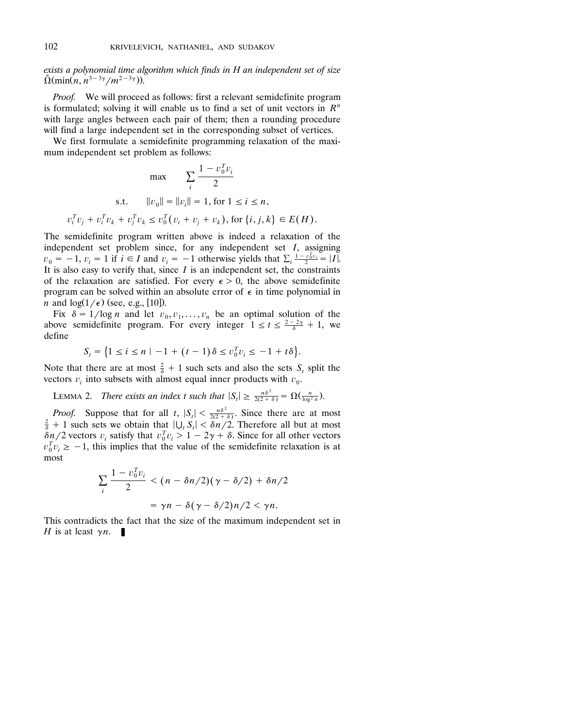*exists a polynomial time algorithm which finds in $H$ an independent set of size* $\tilde{\Omega}(\min(n, n^{3-3\gamma}/m^{2-3\gamma}))$.

*Proof.* We will proceed as follows: first a relevant semidefinite program is formulated; solving it will enable us to find a set of unit vectors in $R^n$ with large angles between each pair of them; then a rounding procedure will find a large independent set in the corresponding subset of vertices.

We first formulate a semidefinite programming relaxation of the maximum independent set problem as follows:

$$\max \qquad \sum_i \frac{1 - v_0^T v_i}{2}$$

$$\text{s.t.} \qquad \|v_0\| = \|v_i\| = 1, \text{ for } 1 \le i \le n,$$

$$v_i^T v_j + v_i^T v_k + v_j^T v_k \le v_0^T(v_i + v_j + v_k), \text{ for } \{i, j, k\} \in E(H).$$

The semidefinite program written above is indeed a relaxation of the independent set problem since, for any independent set $I$, assigning $v_0 = -1$, $v_i = 1$ if $i \in I$ and $v_i = -1$ otherwise yields that $\sum_i \frac{1 - v_0^T v_i}{2} = |I|$. It is also easy to verify that, since $I$ is an independent set, the constraints of the relaxation are satisfied. For every $\epsilon > 0$, the above semidefinite program can be solved within an absolute error of $\epsilon$ in time polynomial in $n$ and $\log(1/\epsilon)$ (see, e.g., [10]).

Fix $\delta = 1/\log n$ and let $v_0, v_1, \dots, v_n$ be an optimal solution of the above semidefinite program. For every integer $1 \le t \le \frac{2-2\gamma}{\delta} + 1$, we define

$$S_t = \left\{1 \le i \le n \mid -1 + (t-1)\delta \le v_0^T v_i \le -1 + t\delta\right\}.$$

Note that there are at most $\frac{2}{\delta} + 1$ such sets and also the sets $S_t$ split the vectors $v_i$ into subsets with almost equal inner products with $v_0$.

LEMMA 2. *There exists an index $t$ such that $|S_t| \ge \frac{n\delta^2}{2(2+\delta)} = \Omega(\frac{n}{\log^2 n})$.*

*Proof.* Suppose that for all $t$, $|S_t| < \frac{n\delta^2}{2(2+\delta)}$. Since there are at most $\frac{2}{\delta} + 1$ such sets we obtain that $|\bigcup_t S_t| < \delta n/2$. Therefore all but at most $\delta n/2$ vectors $v_i$ satisfy that $v_0^T v_i > 1 - 2\gamma + \delta$. Since for all other vectors $v_0^T v_i \ge -1$, this implies that the value of the semidefinite relaxation is at most

$$\sum_i \frac{1 - v_0^T v_i}{2} < (n - \delta n/2)(\gamma - \delta/2) + \delta n/2$$

$$= \gamma n - \delta(\gamma - \delta/2)n/2 < \gamma n.$$

This contradicts the fact that the size of the maximum independent set in $H$ is at least $\gamma n$. ∎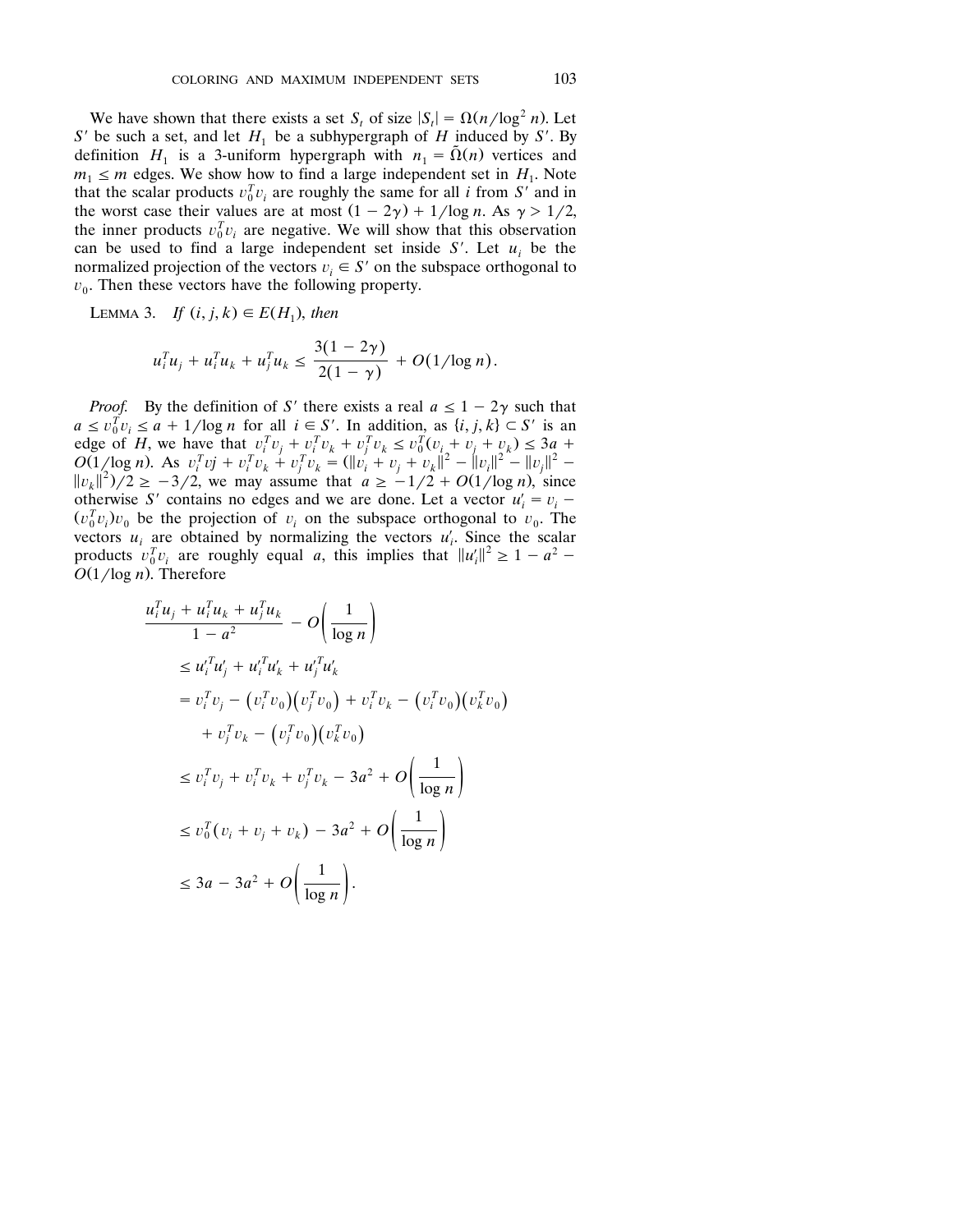We have shown that there exists a set $S_t$ of size $|S_t| = \Omega(n/\log^2 n)$. Let $S'$ be such a set, and let $H_1$ be a subhypergraph of $H$ induced by $S'$. By definition $H_1$ is a 3-uniform hypergraph with $n_1 = \tilde{\Omega}(n)$ vertices and $m_1 \le m$ edges. We show how to find a large independent set in $H_1$. Note that the scalar products $v_0^T v_i$ are roughly the same for all $i$ from $S'$ and in the worst case their values are at most $(1 - 2\gamma) + 1/\log n$. As $\gamma > 1/2$, the inner products $v_0^T v_i$ are negative. We will show that this observation can be used to find a large independent set inside $S'$. Let $u_i$ be the normalized projection of the vectors $v_i \in S'$ on the subspace orthogonal to $v_0$. Then these vectors have the following property.

LEMMA 3. *If $(i, j, k) \in E(H_1)$, then*

$$u_i^T u_j + u_i^T u_k + u_j^T u_k \le \frac{3(1 - 2\gamma)}{2(1 - \gamma)} + O(1/\log n).$$

*Proof.* By the definition of $S'$ there exists a real $a \le 1 - 2\gamma$ such that $a \le v_0^T v_i \le a + 1/\log n$ for all $i \in S'$. In addition, as $\{i, j, k\} \subset S'$ is an edge of $H$, we have that $v_i^T v_j + v_i^T v_k + v_j^T v_k \le v_0^T(v_i + v_j + v_k) \le 3a + O(1/\log n)$. As $v_i^T vj + v_i^T v_k + v_j^T v_k = (\|v_i + v_j + v_k\|^2 - \|v_i\|^2 - \|v_j\|^2 - \|v_k\|^2)/2 \ge -3/2$, we may assume that $a \ge -1/2 + O(1/\log n)$, since otherwise $S'$ contains no edges and we are done. Let a vector $u'_i = v_i - (v_0^T v_i)v_0$ be the projection of $v_i$ on the subspace orthogonal to $v_0$. The vectors $u_i$ are obtained by normalizing the vectors $u'_i$. Since the scalar products $v_0^T v_i$ are roughly equal $a$, this implies that $\|u'_i\|^2 \ge 1 - a^2 - O(1/\log n)$. Therefore

$$
\begin{aligned}
&\frac{u_i^T u_j + u_i^T u_k + u_j^T u_k}{1 - a^2} - O\left(\frac{1}{\log n}\right) \\
&\le u_i'^T u_j' + u_i'^T u_k' + u_j'^T u_k' \\
&= v_i^T v_j - \left(v_i^T v_0\right)\left(v_j^T v_0\right) + v_i^T v_k - \left(v_i^T v_0\right)\left(v_k^T v_0\right) \\
&\quad + v_j^T v_k - \left(v_j^T v_0\right)\left(v_k^T v_0\right) \\
&\le v_i^T v_j + v_i^T v_k + v_j^T v_k - 3a^2 + O\left(\frac{1}{\log n}\right) \\
&\le v_0^T(v_i + v_j + v_k) - 3a^2 + O\left(\frac{1}{\log n}\right) \\
&\le 3a - 3a^2 + O\left(\frac{1}{\log n}\right).
\end{aligned}
$$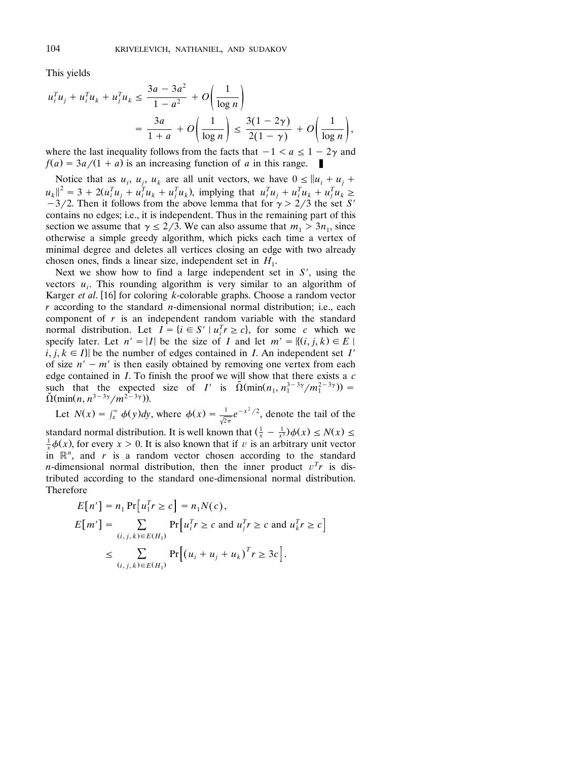This yields

$$u_i^T u_j + u_i^T u_k + u_j^T u_k \leq \frac{3a - 3a^2}{1 - a^2} + O\left(\frac{1}{\log n}\right)$$
$$= \frac{3a}{1 + a} + O\left(\frac{1}{\log n}\right) \leq \frac{3(1 - 2\gamma)}{2(1 - \gamma)} + O\left(\frac{1}{\log n}\right),$$

where the last inequality follows from the facts that $-1 < a \leq 1 - 2\gamma$ and $f(a) = 3a/(1 + a)$ is an increasing function of $a$ in this range. ∎

Notice that as $u_i$, $u_j$, $u_k$ are all unit vectors, we have $0 \leq \|u_i + u_j + u_k\|^2 = 3 + 2(u_i^T u_j + u_i^T u_k + u_j^T u_k)$, implying that $u_i^T u_j + u_i^T u_k + u_j^T u_k \geq -3/2$. Then it follows from the above lemma that for $\gamma > 2/3$ the set $S'$ contains no edges; i.e., it is independent. Thus in the remaining part of this section we assume that $\gamma \leq 2/3$. We can also assume that $m_1 > 3n_1$, since otherwise a simple greedy algorithm, which picks each time a vertex of minimal degree and deletes all vertices closing an edge with two already chosen ones, finds a linear size, independent set in $H_1$.

Next we show how to find a large independent set in $S'$, using the vectors $u_i$. This rounding algorithm is very similar to an algorithm of Karger *et al*. [16] for coloring $k$-colorable graphs. Choose a random vector $r$ according to the standard $n$-dimensional normal distribution; i.e., each component of $r$ is an independent random variable with the standard normal distribution. Let $I = \{i \in S' \mid u_i^T r \geq c\}$, for some $c$ which we specify later. Let $n' = |I|$ be the size of $I$ and let $m' = |\{(i, j, k) \in E \mid i, j, k \in I\}|$ be the number of edges contained in $I$. An independent set $I'$ of size $n' - m'$ is then easily obtained by removing one vertex from each edge contained in $I$. To finish the proof we will show that there exists a $c$ such that the expected size of $I'$ is $\tilde{\Omega}(\min(n_1, n_1^{3-3\gamma}/m_1^{2-3\gamma})) = \tilde{\Omega}(\min(n, n^{3-3\gamma}/m^{2-3\gamma}))$.

Let $N(x) = \int_x^\infty \phi(y)dy$, where $\phi(x) = \frac{1}{\sqrt{2\pi}}e^{-x^2/2}$, denote the tail of the standard normal distribution. It is well known that $(\frac{1}{x} - \frac{1}{x^3})\phi(x) \leq N(x) \leq \frac{1}{x}\phi(x)$, for every $x > 0$. It is also known that if $v$ is an arbitrary unit vector in $\mathbb{R}^n$, and $r$ is a random vector chosen according to the standard $n$-dimensional normal distribution, then the inner product $v^T r$ is distributed according to the standard one-dimensional normal distribution. Therefore

$$E[n'] = n_1 \Pr[u_1^T r \geq c] = n_1 N(c),$$
$$E[m'] = \sum_{(i,j,k) \in E(H_1)} \Pr[u_i^T r \geq c \text{ and } u_j^T r \geq c \text{ and } u_k^T r \geq c]$$
$$\leq \sum_{(i,j,k) \in E(H_1)} \Pr[(u_i + u_j + u_k)^T r \geq 3c].$$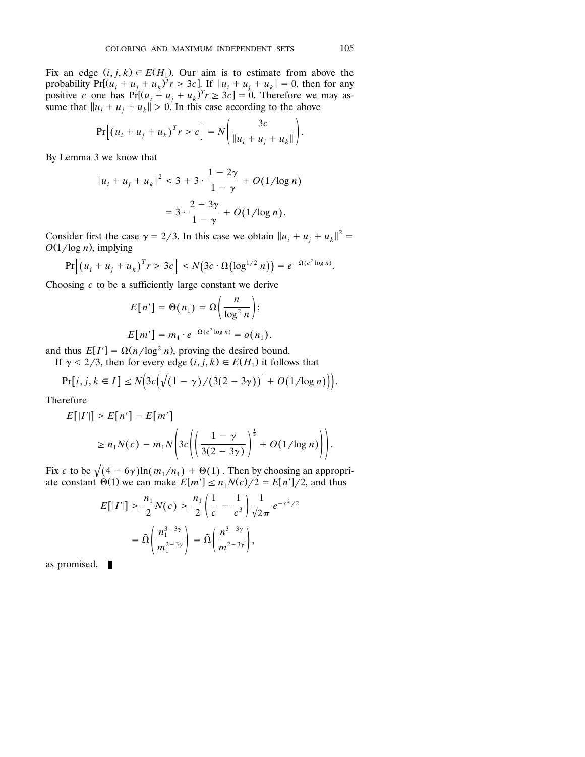Fix an edge $(i, j, k) \in E(H_1)$. Our aim is to estimate from above the probability $\Pr[(u_i + u_j + u_k)^T r \geq 3c]$. If $\|u_i + u_j + u_k\| = 0$, then for any positive $c$ one has $\Pr[(u_i + u_j + u_k)^T r \geq 3c] = 0$. Therefore we may assume that $\|u_i + u_j + u_k\| > 0$. In this case according to the above

$$\Pr\left[(u_i + u_j + u_k)^T r \geq c\right] = N\left(\frac{3c}{\|u_i + u_j + u_k\|}\right).$$

By Lemma 3 we know that

$$\|u_i + u_j + u_k\|^2 \leq 3 + 3 \cdot \frac{1 - 2\gamma}{1 - \gamma} + O(1/\log n)$$

$$= 3 \cdot \frac{2 - 3\gamma}{1 - \gamma} + O(1/\log n).$$

Consider first the case $\gamma = 2/3$. In this case we obtain $\|u_i + u_j + u_k\|^2 = O(1/\log n)$, implying

$$\Pr\left[(u_i + u_j + u_k)^T r \geq 3c\right] \leq N\left(3c \cdot \Omega\left(\log^{1/2} n\right)\right) = e^{-\Omega(c^2 \log n)}.$$

Choosing $c$ to be a sufficiently large constant we derive

$$E[n'] = \Theta(n_1) = \Omega\left(\frac{n}{\log^2 n}\right);$$

$$E[m'] = m_1 \cdot e^{-\Omega(c^2 \log n)} = o(n_1).$$

and thus $E[I'] = \Omega(n/\log^2 n)$, proving the desired bound.

If $\gamma < 2/3$, then for every edge $(i, j, k) \in E(H_1)$ it follows that

$$\Pr[i, j, k \in I] \leq N\left(3c\left(\sqrt{(1 - \gamma)/(3(2 - 3\gamma))} + O(1/\log n)\right)\right).$$

Therefore

$$E[|I'|] \geq E[n'] - E[m']$$

$$\geq n_1 N(c) - m_1 N\left(3c\left(\left(\frac{1 - \gamma}{3(2 - 3\gamma)}\right)^{\frac{1}{2}} + O(1/\log n)\right)\right).$$

Fix $c$ to be $\sqrt{(4 - 6\gamma)\ln(m_1/n_1) + \Theta(1)}$. Then by choosing an appropriate constant $\Theta(1)$ we can make $E[m'] \leq n_1 N(c)/2 = E[n']/2$, and thus

$$E[|I'|] \geq \frac{n_1}{2} N(c) \geq \frac{n_1}{2}\left(\frac{1}{c} - \frac{1}{c^3}\right)\frac{1}{\sqrt{2\pi}} e^{-c^2/2}$$

$$= \tilde{\Omega}\left(\frac{n_1^{3-3\gamma}}{m_1^{2-3\gamma}}\right) = \tilde{\Omega}\left(\frac{n^{3-3\gamma}}{m^{2-3\gamma}}\right),$$

as promised. ∎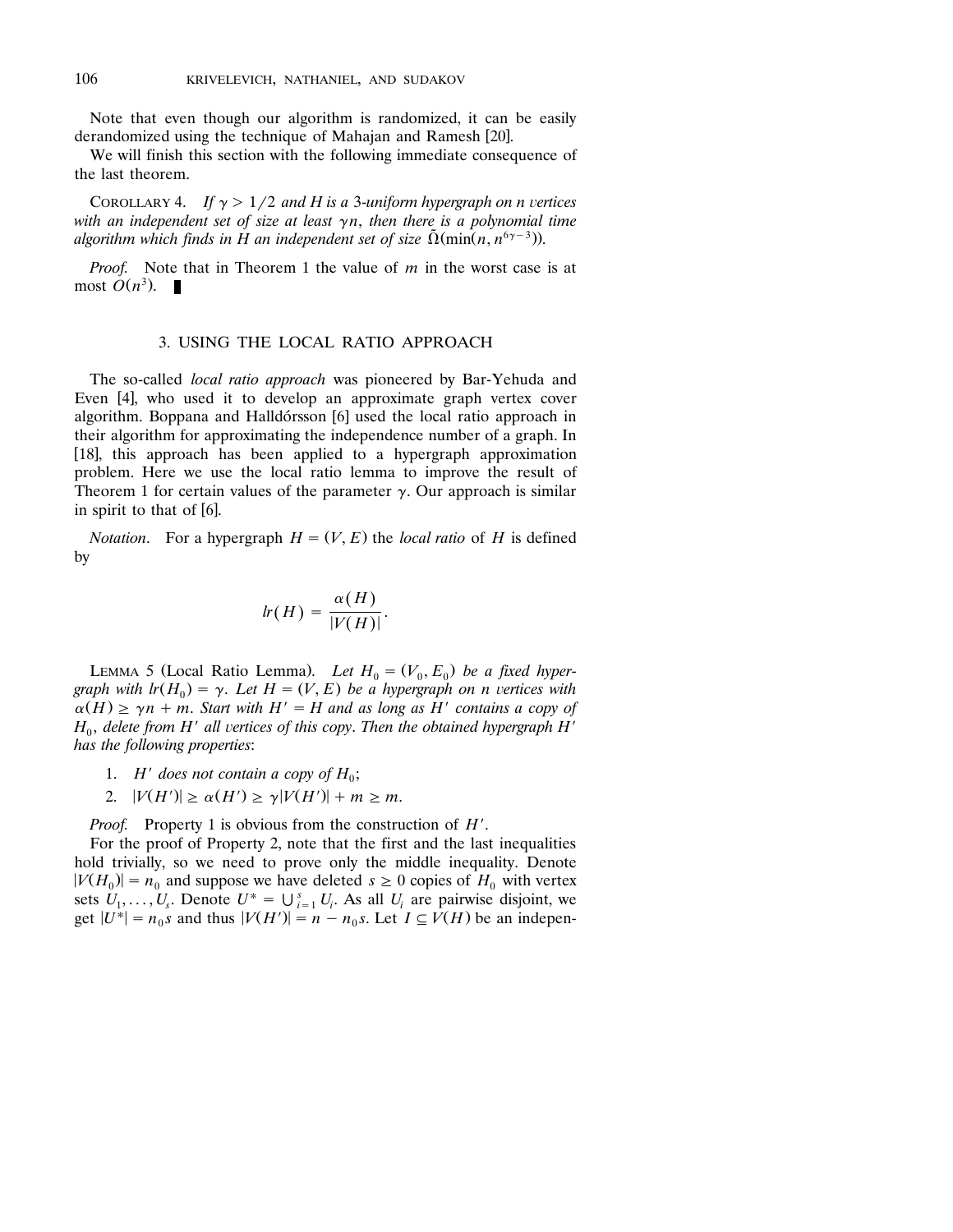Note that even though our algorithm is randomized, it can be easily derandomized using the technique of Mahajan and Ramesh [20].

We will finish this section with the following immediate consequence of the last theorem.

COROLLARY 4. *If $\gamma > 1/2$ and $H$ is a 3-uniform hypergraph on $n$ vertices with an independent set of size at least $\gamma n$, then there is a polynomial time algorithm which finds in $H$ an independent set of size $\tilde{\Omega}(\min(n, n^{6\gamma-3}))$.*

*Proof.* Note that in Theorem 1 the value of $m$ in the worst case is at most $O(n^3)$. ∎

## 3. USING THE LOCAL RATIO APPROACH

The so-called *local ratio approach* was pioneered by Bar-Yehuda and Even [4], who used it to develop an approximate graph vertex cover algorithm. Boppana and Halldórsson [6] used the local ratio approach in their algorithm for approximating the independence number of a graph. In [18], this approach has been applied to a hypergraph approximation problem. Here we use the local ratio lemma to improve the result of Theorem 1 for certain values of the parameter $\gamma$. Our approach is similar in spirit to that of [6].

*Notation.* For a hypergraph $H = (V, E)$ the *local ratio* of $H$ is defined by

$$lr(H) = \frac{\alpha(H)}{|V(H)|}.$$

LEMMA 5 (Local Ratio Lemma). *Let $H_0 = (V_0, E_0)$ be a fixed hypergraph with $lr(H_0) = \gamma$. Let $H = (V, E)$ be a hypergraph on $n$ vertices with $\alpha(H) \geq \gamma n + m$. Start with $H' = H$ and as long as $H'$ contains a copy of $H_0$, delete from $H'$ all vertices of this copy. Then the obtained hypergraph $H'$ has the following properties*:

1. *$H'$ does not contain a copy of $H_0$;*
2. *$|V(H')| \geq \alpha(H') \geq \gamma|V(H')| + m \geq m$.*

*Proof.* Property 1 is obvious from the construction of $H'$.

For the proof of Property 2, note that the first and the last inequalities hold trivially, so we need to prove only the middle inequality. Denote $|V(H_0)| = n_0$ and suppose we have deleted $s \geq 0$ copies of $H_0$ with vertex sets $U_1, \ldots, U_s$. Denote $U^* = \bigcup_{i=1}^{s} U_i$. As all $U_i$ are pairwise disjoint, we get $|U^*| = n_0 s$ and thus $|V(H')| = n - n_0 s$. Let $I \subseteq V(H)$ be an indepen-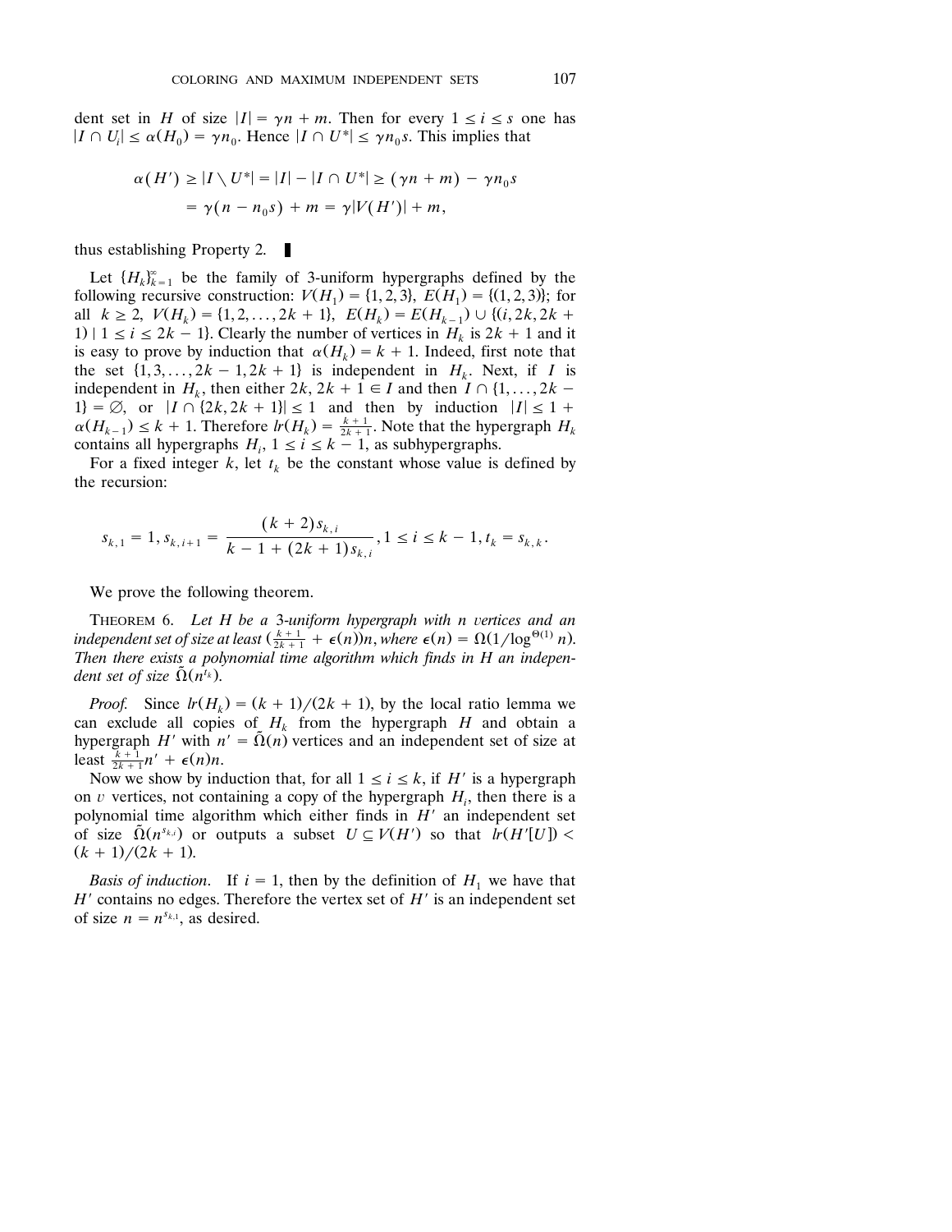dent set in $H$ of size $|I| = \gamma n + m$. Then for every $1 \le i \le s$ one has $|I \cap U_i| \le \alpha(H_0) = \gamma n_0$. Hence $|I \cap U^*| \le \gamma n_0 s$. This implies that

$$\alpha(H') \ge |I \setminus U^*| = |I| - |I \cap U^*| \ge (\gamma n + m) - \gamma n_0 s$$
$$= \gamma(n - n_0 s) + m = \gamma |V(H')| + m,$$

thus establishing Property 2. ∎

Let $\{H_k\}_{k=1}^{\infty}$ be the family of 3-uniform hypergraphs defined by the following recursive construction: $V(H_1) = \{1, 2, 3\}$, $E(H_1) = \{(1, 2, 3)\}$; for all $k \ge 2$, $V(H_k) = \{1, 2, \dots, 2k + 1\}$, $E(H_k) = E(H_{k-1}) \cup \{(i, 2k, 2k + 1) \mid 1 \le i \le 2k - 1\}$. Clearly the number of vertices in $H_k$ is $2k + 1$ and it is easy to prove by induction that $\alpha(H_k) = k + 1$. Indeed, first note that the set $\{1, 3, \dots, 2k - 1, 2k + 1\}$ is independent in $H_k$. Next, if $I$ is independent in $H_k$, then either $2k, 2k + 1 \in I$ and then $I \cap \{1, \dots, 2k - 1\} = \emptyset$, or $|I \cap \{2k, 2k + 1\}| \le 1$ and then by induction $|I| \le 1 + \alpha(H_{k-1}) \le k + 1$. Therefore $lr(H_k) = \frac{k+1}{2k+1}$. Note that the hypergraph $H_k$ contains all hypergraphs $H_i$, $1 \le i \le k - 1$, as subhypergraphs.

For a fixed integer $k$, let $t_k$ be the constant whose value is defined by the recursion:

$$s_{k,1} = 1, s_{k,i+1} = \frac{(k+2)s_{k,i}}{k - 1 + (2k+1)s_{k,i}}, 1 \le i \le k - 1, t_k = s_{k,k}.$$

We prove the following theorem.

THEOREM 6. *Let $H$ be a 3-uniform hypergraph with $n$ vertices and an independent set of size at least $(\frac{k+1}{2k+1} + \epsilon(n))n$, where $\epsilon(n) = \Omega(1/\log^{\Theta(1)} n)$. Then there exists a polynomial time algorithm which finds in $H$ an independent set of size $\tilde{\Omega}(n^{t_k})$.*

*Proof.* Since $lr(H_k) = (k + 1)/(2k + 1)$, by the local ratio lemma we can exclude all copies of $H_k$ from the hypergraph $H$ and obtain a hypergraph $H'$ with $n' = \tilde{\Omega}(n)$ vertices and an independent set of size at least $\frac{k+1}{2k+1}n' + \epsilon(n)n$.

Now we show by induction that, for all $1 \le i \le k$, if $H'$ is a hypergraph on $v$ vertices, not containing a copy of the hypergraph $H_i$, then there is a polynomial time algorithm which either finds in $H'$ an independent set of size $\tilde{\Omega}(n^{s_{k,i}})$ or outputs a subset $U \subseteq V(H')$ so that $lr(H'[U]) < (k + 1)/(2k + 1)$.

*Basis of induction.* If $i = 1$, then by the definition of $H_1$ we have that $H'$ contains no edges. Therefore the vertex set of $H'$ is an independent set of size $n = n^{s_{k,1}}$, as desired.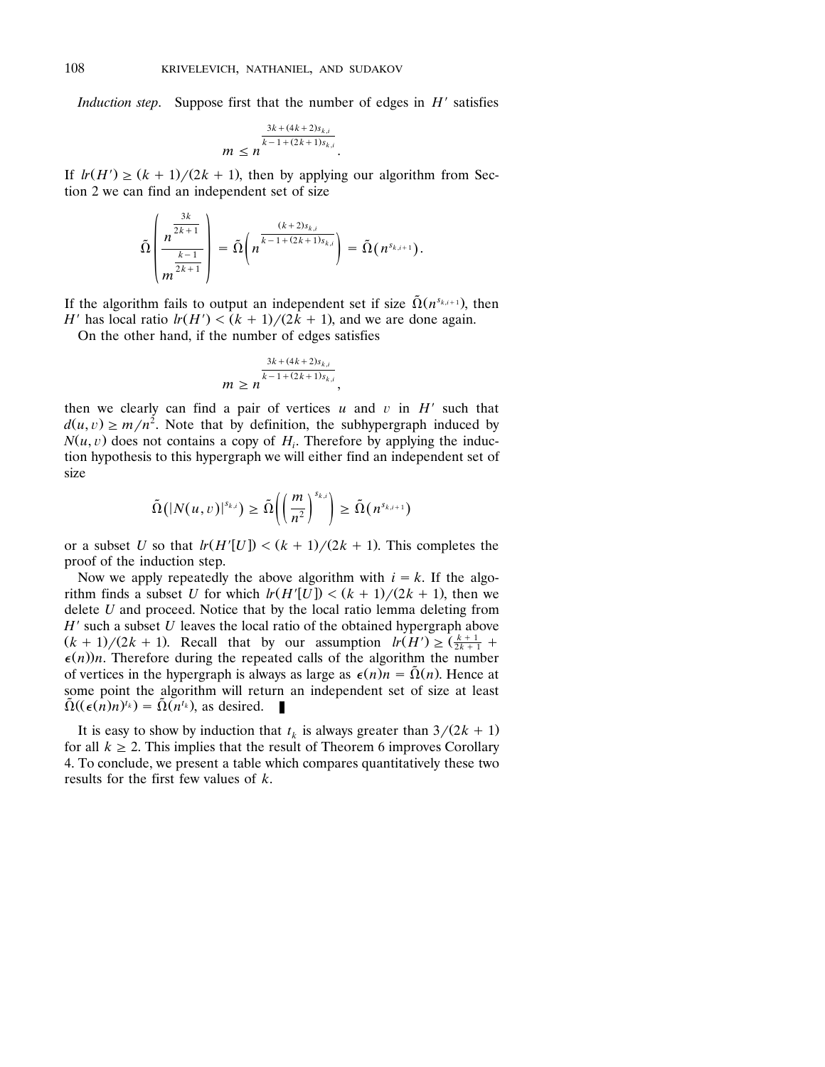*Induction step*. Suppose first that the number of edges in $H'$ satisfies

$$m \le n^{\frac{3k + (4k+2)s_{k,i}}{k-1+(2k+1)s_{k,i}}}.$$

If $lr(H') \ge (k+1)/(2k+1)$, then by applying our algorithm from Section 2 we can find an independent set of size

$$\tilde{\Omega}\left(\frac{n^{\frac{3k}{2k+1}}}{m^{\frac{k-1}{2k+1}}}\right) = \tilde{\Omega}\left(n^{\frac{(k+2)s_{k,i}}{k-1+(2k+1)s_{k,i}}}\right) = \tilde{\Omega}\left(n^{s_{k,i+1}}\right).$$

If the algorithm fails to output an independent set if size $\tilde{\Omega}(n^{s_{k,i+1}})$, then $H'$ has local ratio $lr(H') < (k+1)/(2k+1)$, and we are done again.

On the other hand, if the number of edges satisfies

$$m \ge n^{\frac{3k + (4k+2)s_{k,i}}{k-1+(2k+1)s_{k,i}}},$$

then we clearly can find a pair of vertices $u$ and $v$ in $H'$ such that $d(u,v) \ge m/n^2$. Note that by definition, the subhypergraph induced by $N(u,v)$ does not contains a copy of $H_i$. Therefore by applying the induction hypothesis to this hypergraph we will either find an independent set of size

$$\tilde{\Omega}\left(|N(u,v)|^{s_{k,i}}\right) \ge \tilde{\Omega}\left(\left(\frac{m}{n^2}\right)^{s_{k,i}}\right) \ge \tilde{\Omega}\left(n^{s_{k,i+1}}\right)$$

or a subset $U$ so that $lr(H'[U]) < (k+1)/(2k+1)$. This completes the proof of the induction step.

Now we apply repeatedly the above algorithm with $i = k$. If the algorithm finds a subset $U$ for which $lr(H'[U]) < (k+1)/(2k+1)$, then we delete $U$ and proceed. Notice that by the local ratio lemma deleting from $H'$ such a subset $U$ leaves the local ratio of the obtained hypergraph above $(k+1)/(2k+1)$. Recall that by our assumption $lr(H') \ge (\frac{k+1}{2k+1} + \epsilon(n))n$. Therefore during the repeated calls of the algorithm the number of vertices in the hypergraph is always as large as $\epsilon(n)n = \tilde{\Omega}(n)$. Hence at some point the algorithm will return an independent set of size at least $\tilde{\Omega}((\epsilon(n)n)^{t_k}) = \tilde{\Omega}(n^{t_k})$, as desired. ∎

It is easy to show by induction that $t_k$ is always greater than $3/(2k+1)$ for all $k \ge 2$. This implies that the result of Theorem 6 improves Corollary 4. To conclude, we present a table which compares quantitatively these two results for the first few values of $k$.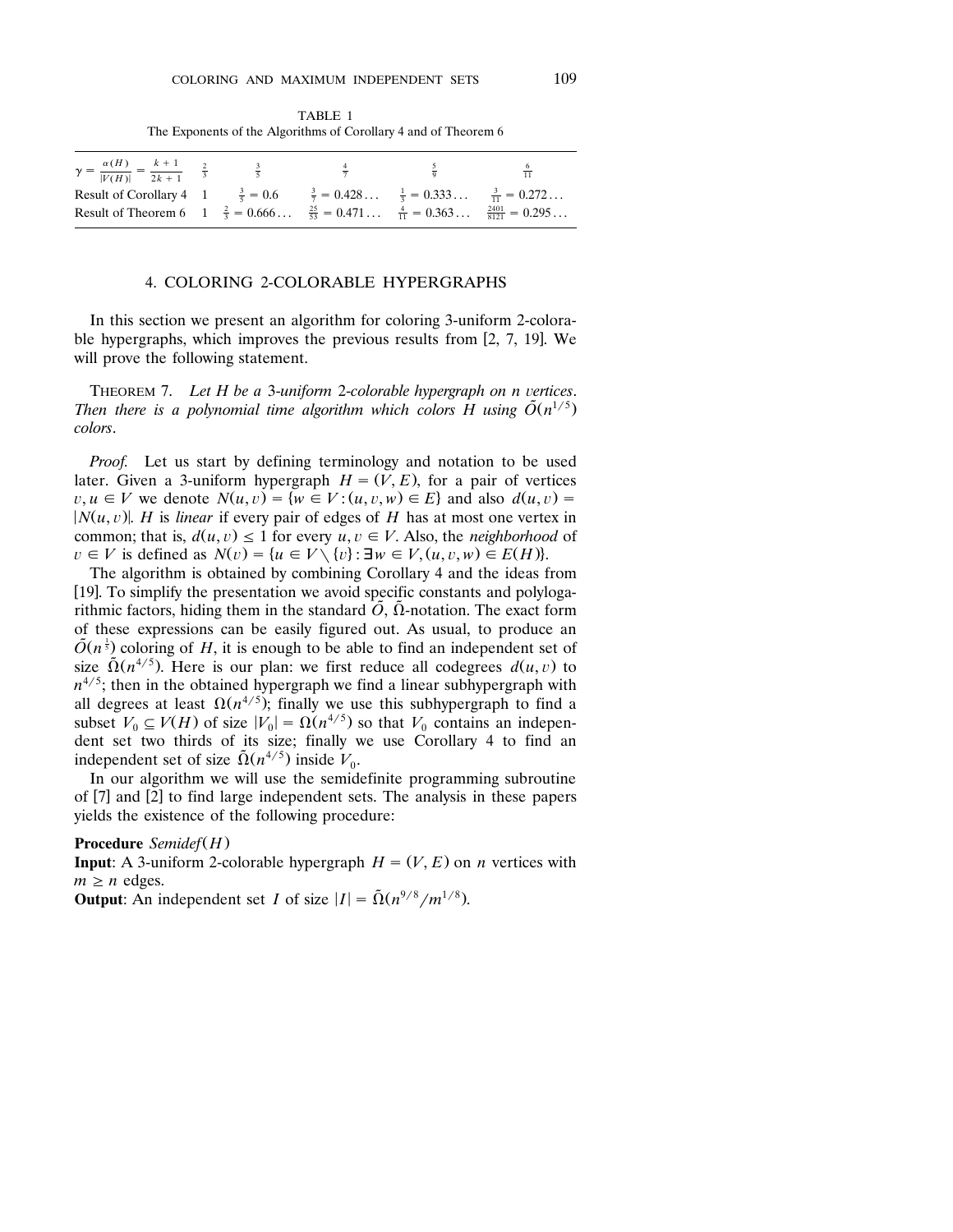TABLE 1
The Exponents of the Algorithms of Corollary 4 and of Theorem 6

| $\gamma = \frac{\alpha(H)}{\lvert V(H)\rvert} = \frac{k+1}{2k+1}$ | $\frac{2}{3}$ | $\frac{3}{5}$ | $\frac{4}{7}$ | $\frac{5}{9}$ | $\frac{6}{11}$ |
|---|---|---|---|---|---|
| Result of Corollary 4 | 1 | $\frac{3}{5} = 0.6$ | $\frac{3}{7} = 0.428\ldots$ | $\frac{1}{3} = 0.333\ldots$ | $\frac{3}{11} = 0.272\ldots$ |
| Result of Theorem 6 | 1 | $\frac{2}{3} = 0.666\ldots$ | $\frac{25}{53} = 0.471\ldots$ | $\frac{4}{11} = 0.363\ldots$ | $\frac{2401}{8121} = 0.295\ldots$ |

## 4. COLORING 2-COLORABLE HYPERGRAPHS

In this section we present an algorithm for coloring 3-uniform 2-colorable hypergraphs, which improves the previous results from [2, 7, 19]. We will prove the following statement.

THEOREM 7. *Let $H$ be a 3-uniform 2-colorable hypergraph on $n$ vertices. Then there is a polynomial time algorithm which colors $H$ using $\tilde{O}(n^{1/5})$ colors.*

*Proof.* Let us start by defining terminology and notation to be used later. Given a 3-uniform hypergraph $H = (V, E)$, for a pair of vertices $v, u \in V$ we denote $N(u, v) = \{w \in V : (u, v, w) \in E\}$ and also $d(u, v) = |N(u, v)|$. $H$ is *linear* if every pair of edges of $H$ has at most one vertex in common; that is, $d(u, v) \leq 1$ for every $u, v \in V$. Also, the *neighborhood* of $v \in V$ is defined as $N(v) = \{u \in V \setminus \{v\} : \exists w \in V, (u, v, w) \in E(H)\}$.

The algorithm is obtained by combining Corollary 4 and the ideas from [19]. To simplify the presentation we avoid specific constants and polylogarithmic factors, hiding them in the standard $\tilde{O}$, $\tilde{\Omega}$-notation. The exact form of these expressions can be easily figured out. As usual, to produce an $\tilde{O}(n^{\frac{1}{5}})$ coloring of $H$, it is enough to be able to find an independent set of size $\tilde{\Omega}(n^{4/5})$. Here is our plan: we first reduce all codegrees $d(u, v)$ to $n^{4/5}$; then in the obtained hypergraph we find a linear subhypergraph with all degrees at least $\Omega(n^{4/5})$; finally we use this subhypergraph to find a subset $V_0 \subseteq V(H)$ of size $|V_0| = \Omega(n^{4/5})$ so that $V_0$ contains an independent set two thirds of its size; finally we use Corollary 4 to find an independent set of size $\tilde{\Omega}(n^{4/5})$ inside $V_0$.

In our algorithm we will use the semidefinite programming subroutine of [7] and [2] to find large independent sets. The analysis in these papers yields the existence of the following procedure:

**Procedure** *Semidef*$(H)$
**Input**: A 3-uniform 2-colorable hypergraph $H = (V, E)$ on $n$ vertices with $m \geq n$ edges.
**Output**: An independent set $I$ of size $|I| = \tilde{\Omega}(n^{9/8}/m^{1/8})$.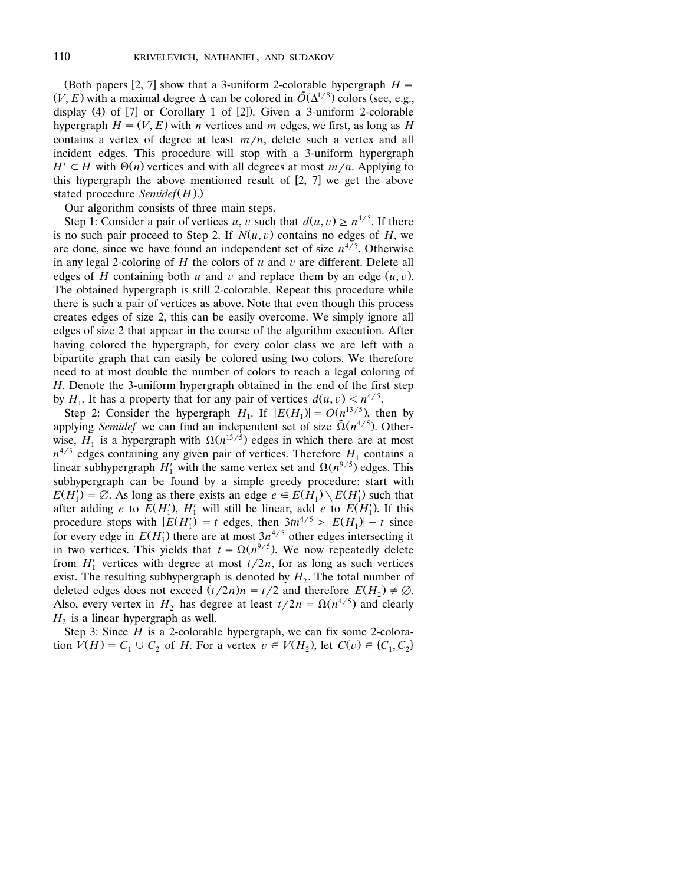(Both papers [2, 7] show that a 3-uniform 2-colorable hypergraph $H = (V, E)$ with a maximal degree $\Delta$ can be colored in $\tilde{O}(\Delta^{1/8})$ colors (see, e.g., display (4) of [7] or Corollary 1 of [2]). Given a 3-uniform 2-colorable hypergraph $H = (V, E)$ with $n$ vertices and $m$ edges, we first, as long as $H$ contains a vertex of degree at least $m/n$, delete such a vertex and all incident edges. This procedure will stop with a 3-uniform hypergraph $H' \subseteq H$ with $\Theta(n)$ vertices and with all degrees at most $m/n$. Applying to this hypergraph the above mentioned result of [2, 7] we get the above stated procedure *Semidef*$(H)$.)

Our algorithm consists of three main steps.

Step 1: Consider a pair of vertices $u, v$ such that $d(u, v) \geq n^{4/5}$. If there is no such pair proceed to Step 2. If $N(u, v)$ contains no edges of $H$, we are done, since we have found an independent set of size $n^{4/5}$. Otherwise in any legal 2-coloring of $H$ the colors of $u$ and $v$ are different. Delete all edges of $H$ containing both $u$ and $v$ and replace them by an edge $(u, v)$. The obtained hypergraph is still 2-colorable. Repeat this procedure while there is such a pair of vertices as above. Note that even though this process creates edges of size 2, this can be easily overcome. We simply ignore all edges of size 2 that appear in the course of the algorithm execution. After having colored the hypergraph, for every color class we are left with a bipartite graph that can easily be colored using two colors. We therefore need to at most double the number of colors to reach a legal coloring of $H$. Denote the 3-uniform hypergraph obtained in the end of the first step by $H_1$. It has a property that for any pair of vertices $d(u, v) < n^{4/5}$.

Step 2: Consider the hypergraph $H_1$. If $|E(H_1)| = O(n^{13/5})$, then by applying *Semidef* we can find an independent set of size $\tilde{\Omega}(n^{4/5})$. Otherwise, $H_1$ is a hypergraph with $\Omega(n^{13/5})$ edges in which there are at most $n^{4/5}$ edges containing any given pair of vertices. Therefore $H_1$ contains a linear subhypergraph $H_1'$ with the same vertex set and $\Omega(n^{9/5})$ edges. This subhypergraph can be found by a simple greedy procedure: start with $E(H_1') = \emptyset$. As long as there exists an edge $e \in E(H_1) \setminus E(H_1')$ such that after adding $e$ to $E(H_1')$, $H_1'$ will still be linear, add $e$ to $E(H_1')$. If this procedure stops with $|E(H_1')| = t$ edges, then $3tn^{4/5} \geq |E(H_1)| - t$ since for every edge in $E(H_1')$ there are at most $3n^{4/5}$ other edges intersecting it in two vertices. This yields that $t = \Omega(n^{9/5})$. We now repeatedly delete from $H_1'$ vertices with degree at most $t/2n$, for as long as such vertices exist. The resulting subhypergraph is denoted by $H_2$. The total number of deleted edges does not exceed $(t/2n)n = t/2$ and therefore $E(H_2) \neq \emptyset$. Also, every vertex in $H_2$ has degree at least $t/2n = \Omega(n^{4/5})$ and clearly $H_2$ is a linear hypergraph as well.

Step 3: Since $H$ is a 2-colorable hypergraph, we can fix some 2-coloration $V(H) = C_1 \cup C_2$ of $H$. For a vertex $v \in V(H_2)$, let $C(v) \in \{C_1, C_2\}$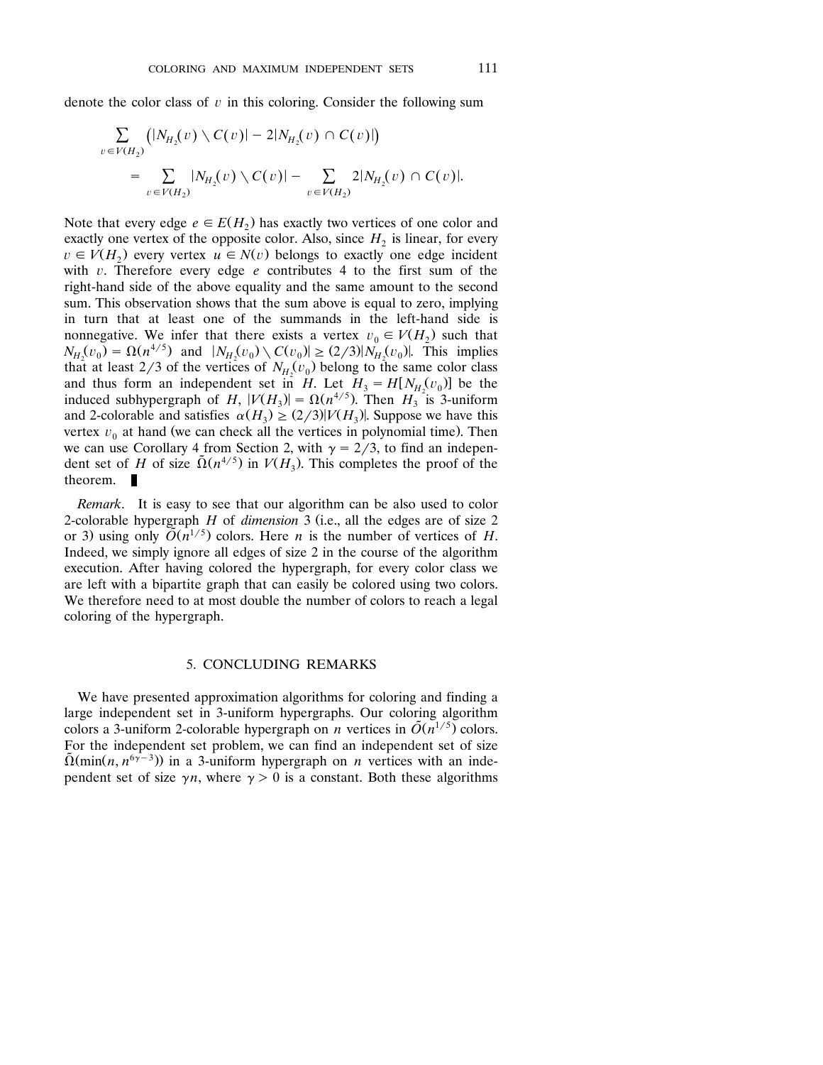denote the color class of $v$ in this coloring. Consider the following sum

$$\sum_{v \in V(H_2)} \left( |N_{H_2}(v) \setminus C(v)| - 2|N_{H_2}(v) \cap C(v)| \right) = \sum_{v \in V(H_2)} |N_{H_2}(v) \setminus C(v)| - \sum_{v \in V(H_2)} 2|N_{H_2}(v) \cap C(v)|.$$

Note that every edge $e \in E(H_2)$ has exactly two vertices of one color and exactly one vertex of the opposite color. Also, since $H_2$ is linear, for every $v \in V(H_2)$ every vertex $u \in N(v)$ belongs to exactly one edge incident with $v$. Therefore every edge $e$ contributes 4 to the first sum of the right-hand side of the above equality and the same amount to the second sum. This observation shows that the sum above is equal to zero, implying in turn that at least one of the summands in the left-hand side is nonnegative. We infer that there exists a vertex $v_0 \in V(H_2)$ such that $N_{H_2}(v_0) = \Omega(n^{4/5})$ and $|N_{H_2}(v_0) \setminus C(v_0)| \geq (2/3)|N_{H_2}(v_0)|$. This implies that at least 2/3 of the vertices of $N_{H_2}(v_0)$ belong to the same color class and thus form an independent set in $H$. Let $H_3 = H[N_{H_2}(v_0)]$ be the induced subhypergraph of $H$, $|V(H_3)| = \Omega(n^{4/5})$. Then $H_3$ is 3-uniform and 2-colorable and satisfies $\alpha(H_3) \geq (2/3)|V(H_3)|$. Suppose we have this vertex $v_0$ at hand (we can check all the vertices in polynomial time). Then we can use Corollary 4 from Section 2, with $\gamma = 2/3$, to find an independent set of $H$ of size $\tilde{\Omega}(n^{4/5})$ in $V(H_3)$. This completes the proof of the theorem. ∎

*Remark*. It is easy to see that our algorithm can be also used to color 2-colorable hypergraph $H$ of *dimension* 3 (i.e., all the edges are of size 2 or 3) using only $\tilde{O}(n^{1/5})$ colors. Here $n$ is the number of vertices of $H$. Indeed, we simply ignore all edges of size 2 in the course of the algorithm execution. After having colored the hypergraph, for every color class we are left with a bipartite graph that can easily be colored using two colors. We therefore need to at most double the number of colors to reach a legal coloring of the hypergraph.

## 5. CONCLUDING REMARKS

We have presented approximation algorithms for coloring and finding a large independent set in 3-uniform hypergraphs. Our coloring algorithm colors a 3-uniform 2-colorable hypergraph on $n$ vertices in $\tilde{O}(n^{1/5})$ colors. For the independent set problem, we can find an independent set of size $\tilde{\Omega}(\min(n, n^{6\gamma-3}))$ in a 3-uniform hypergraph on $n$ vertices with an independent set of size $\gamma n$, where $\gamma > 0$ is a constant. Both these algorithms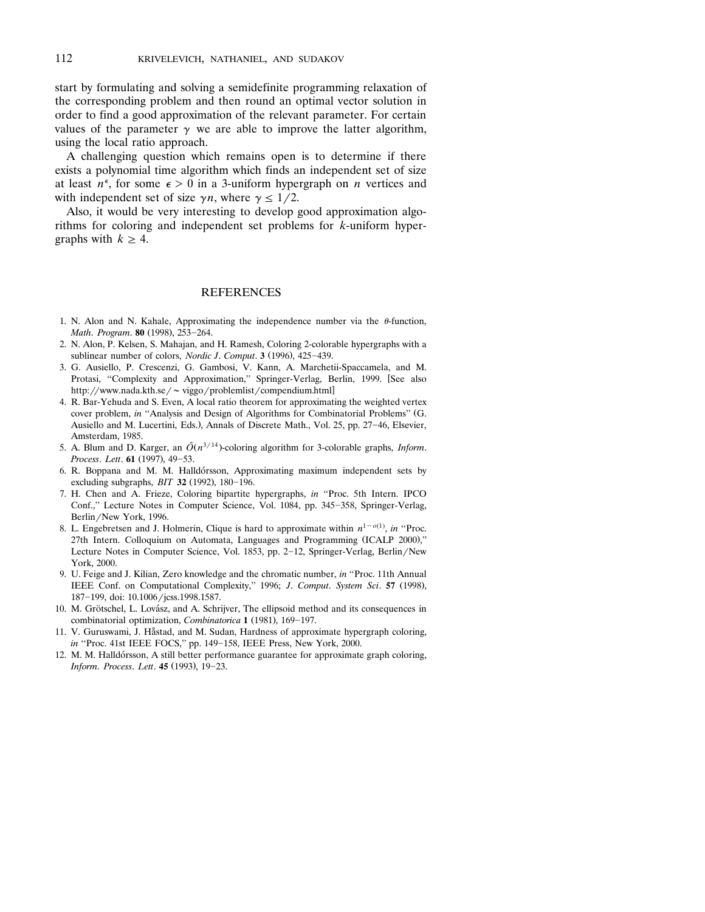start by formulating and solving a semidefinite programming relaxation of the corresponding problem and then round an optimal vector solution in order to find a good approximation of the relevant parameter. For certain values of the parameter $\gamma$ we are able to improve the latter algorithm, using the local ratio approach.

A challenging question which remains open is to determine if there exists a polynomial time algorithm which finds an independent set of size at least $n^{\epsilon}$, for some $\epsilon > 0$ in a 3-uniform hypergraph on $n$ vertices and with independent set of size $\gamma n$, where $\gamma \leq 1/2$.

Also, it would be very interesting to develop good approximation algorithms for coloring and independent set problems for $k$-uniform hypergraphs with $k \geq 4$.

## REFERENCES

1. N. Alon and N. Kahale, Approximating the independence number via the $\theta$-function, *Math. Program.* **80** (1998), 253–264.
2. N. Alon, P. Kelsen, S. Mahajan, and H. Ramesh, Coloring 2-colorable hypergraphs with a sublinear number of colors, *Nordic J. Comput.* **3** (1996), 425–439.
3. G. Ausiello, P. Crescenzi, G. Gambosi, V. Kann, A. Marchetii-Spaccamela, and M. Protasi, "Complexity and Approximation," Springer-Verlag, Berlin, 1999. [See also http://www.nada.kth.se/~viggo/problemlist/compendium.html]
4. R. Bar-Yehuda and S. Even, A local ratio theorem for approximating the weighted vertex cover problem, *in* "Analysis and Design of Algorithms for Combinatorial Problems" (G. Ausiello and M. Lucertini, Eds.), Annals of Discrete Math., Vol. 25, pp. 27–46, Elsevier, Amsterdam, 1985.
5. A. Blum and D. Karger, an $\tilde{O}(n^{3/14})$-coloring algorithm for 3-colorable graphs, *Inform. Process. Lett.* **61** (1997), 49–53.
6. R. Boppana and M. M. Halldórsson, Approximating maximum independent sets by excluding subgraphs, *BIT* **32** (1992), 180–196.
7. H. Chen and A. Frieze, Coloring bipartite hypergraphs, *in* "Proc. 5th Intern. IPCO Conf.," Lecture Notes in Computer Science, Vol. 1084, pp. 345–358, Springer-Verlag, Berlin/New York, 1996.
8. L. Engebretsen and J. Holmerin, Clique is hard to approximate within $n^{1-o(1)}$, *in* "Proc. 27th Intern. Colloquium on Automata, Languages and Programming (ICALP 2000)," Lecture Notes in Computer Science, Vol. 1853, pp. 2–12, Springer-Verlag, Berlin/New York, 2000.
9. U. Feige and J. Kilian, Zero knowledge and the chromatic number, *in* "Proc. 11th Annual IEEE Conf. on Computational Complexity," 1996; *J. Comput. System Sci.* **57** (1998), 187–199, doi: 10.1006/jcss.1998.1587.
10. M. Grötschel, L. Lovász, and A. Schrijver, The ellipsoid method and its consequences in combinatorial optimization, *Combinatorica* **1** (1981), 169–197.
11. V. Guruswami, J. Håstad, and M. Sudan, Hardness of approximate hypergraph coloring, *in* "Proc. 41st IEEE FOCS," pp. 149–158, IEEE Press, New York, 2000.
12. M. M. Halldórsson, A still better performance guarantee for approximate graph coloring, *Inform. Process. Lett.* **45** (1993), 19–23.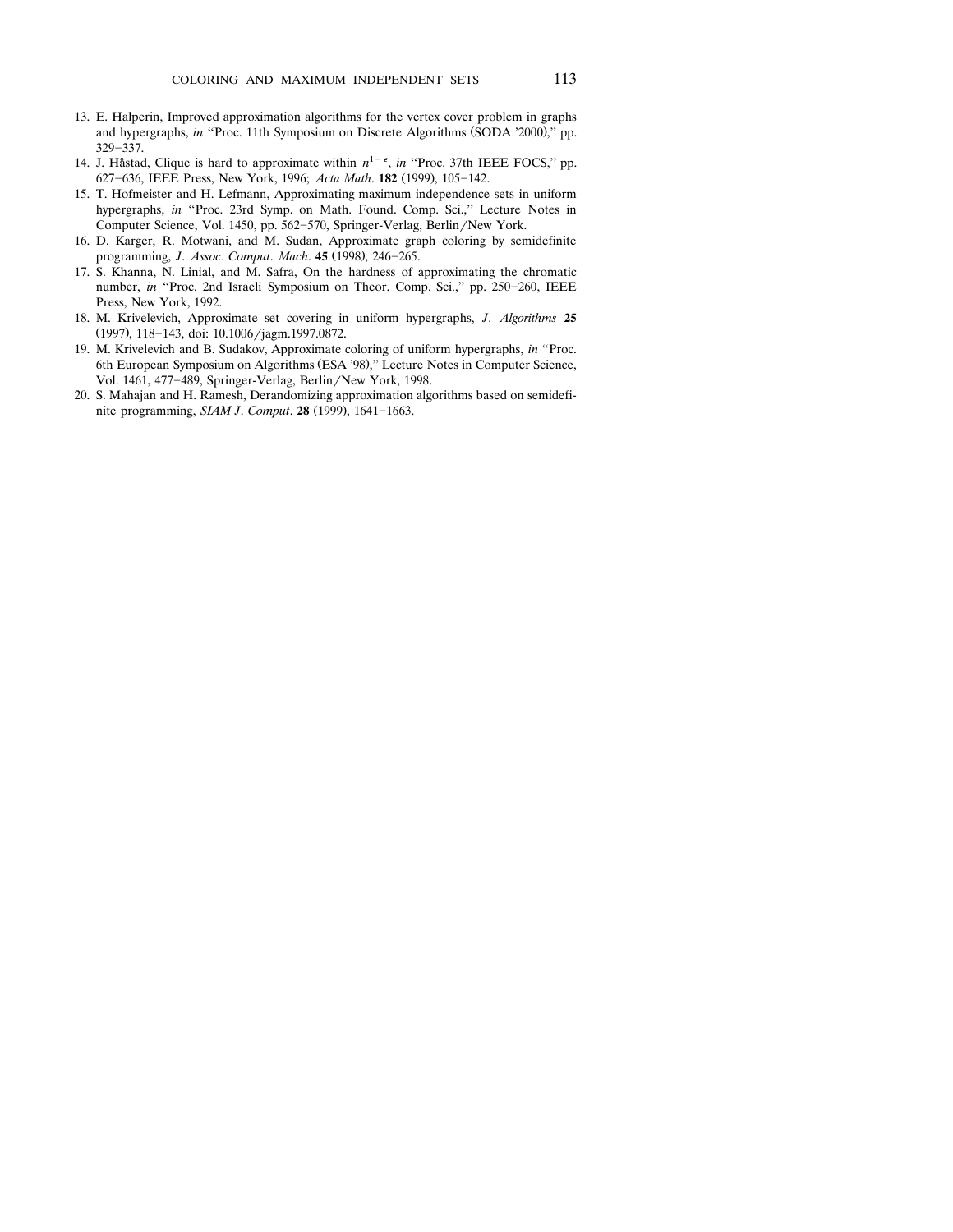13. E. Halperin, Improved approximation algorithms for the vertex cover problem in graphs and hypergraphs, *in* "Proc. 11th Symposium on Discrete Algorithms (SODA '2000)," pp. 329–337.
14. J. Håstad, Clique is hard to approximate within $n^{1-\epsilon}$, *in* "Proc. 37th IEEE FOCS," pp. 627–636, IEEE Press, New York, 1996; *Acta Math*. **182** (1999), 105–142.
15. T. Hofmeister and H. Lefmann, Approximating maximum independence sets in uniform hypergraphs, *in* "Proc. 23rd Symp. on Math. Found. Comp. Sci.," Lecture Notes in Computer Science, Vol. 1450, pp. 562–570, Springer-Verlag, Berlin/New York.
16. D. Karger, R. Motwani, and M. Sudan, Approximate graph coloring by semidefinite programming, *J. Assoc. Comput. Mach*. **45** (1998), 246–265.
17. S. Khanna, N. Linial, and M. Safra, On the hardness of approximating the chromatic number, *in* "Proc. 2nd Israeli Symposium on Theor. Comp. Sci.," pp. 250–260, IEEE Press, New York, 1992.
18. M. Krivelevich, Approximate set covering in uniform hypergraphs, *J. Algorithms* **25** (1997), 118–143, doi: 10.1006/jagm.1997.0872.
19. M. Krivelevich and B. Sudakov, Approximate coloring of uniform hypergraphs, *in* "Proc. 6th European Symposium on Algorithms (ESA '98)," Lecture Notes in Computer Science, Vol. 1461, 477–489, Springer-Verlag, Berlin/New York, 1998.
20. S. Mahajan and H. Ramesh, Derandomizing approximation algorithms based on semidefinite programming, *SIAM J. Comput*. **28** (1999), 1641–1663.